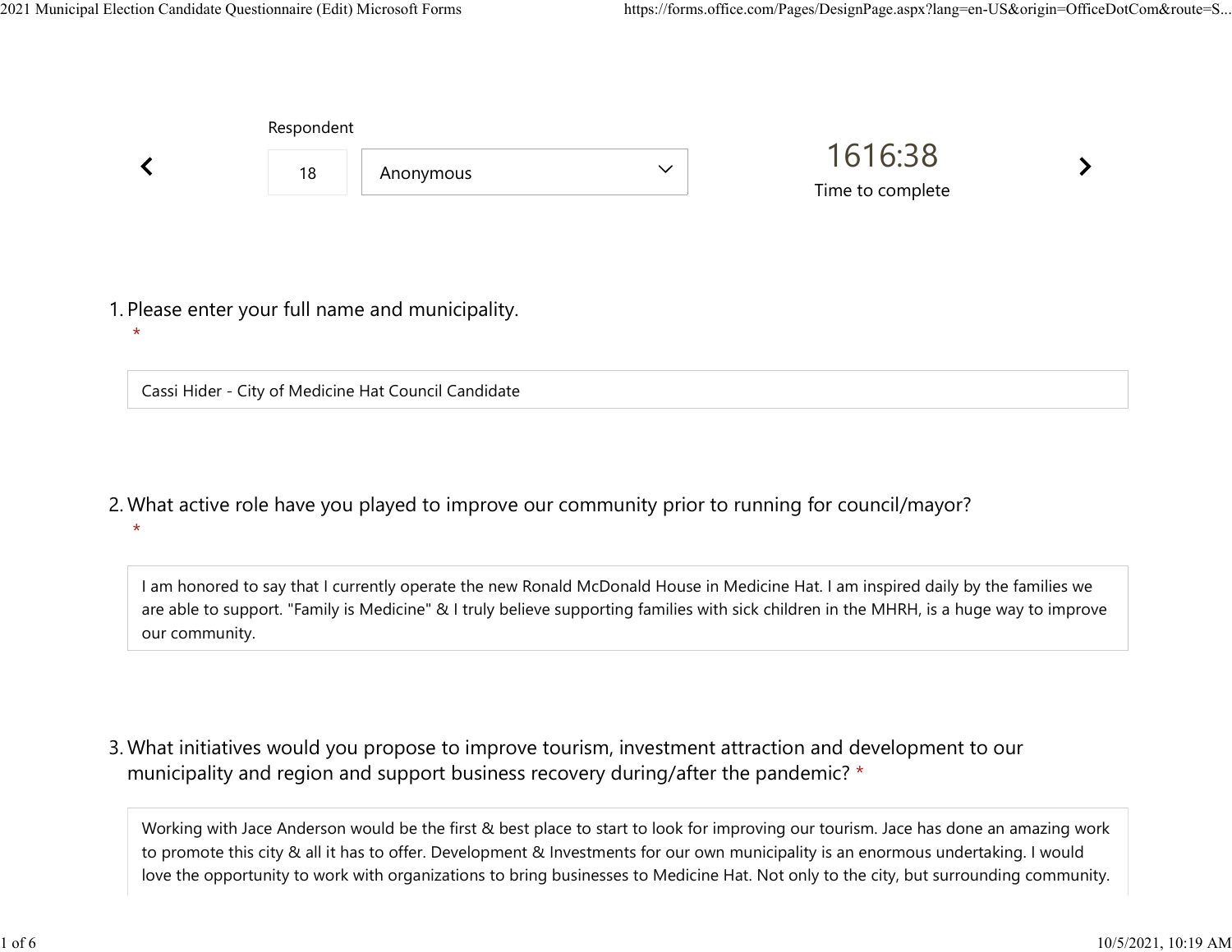Respondent

18 Anonymous

1616:38

Time to complete

1. Please enter your full name and municipality.
*

Cassi Hider - City of Medicine Hat Council Candidate

2. What active role have you played to improve our community prior to running for council/mayor?
*

I am honored to say that I currently operate the new Ronald McDonald House in Medicine Hat. I am inspired daily by the families we are able to support. "Family is Medicine" & I truly believe supporting families with sick children in the MHRH, is a huge way to improve our community.

3. What initiatives would you propose to improve tourism, investment attraction and development to our municipality and region and support business recovery during/after the pandemic? *

Working with Jace Anderson would be the first & best place to start to look for improving our tourism. Jace has done an amazing work to promote this city & all it has to offer. Development & Investments for our own municipality is an enormous undertaking. I would love the opportunity to work with organizations to bring businesses to Medicine Hat. Not only to the city, but surrounding community.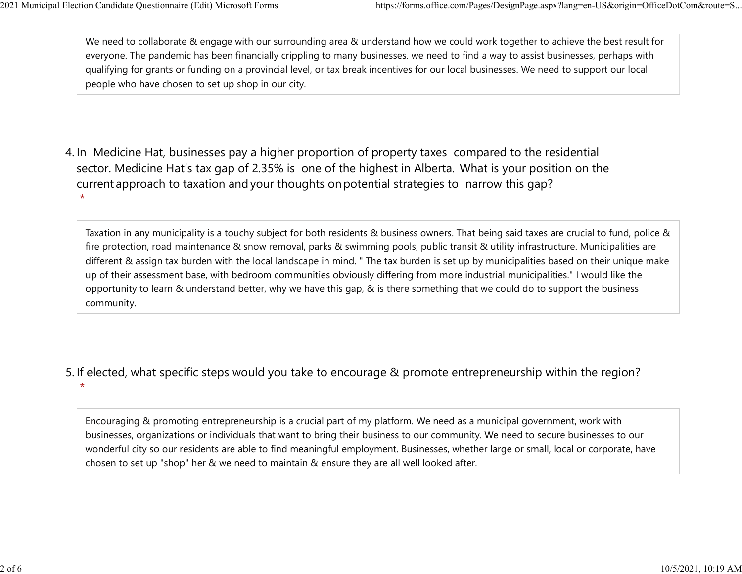We need to collaborate & engage with our surrounding area & understand how we could work together to achieve the best result for everyone. The pandemic has been financially crippling to many businesses. we need to find a way to assist businesses, perhaps with qualifying for grants or funding on a provincial level, or tax break incentives for our local businesses. We need to support our local people who have chosen to set up shop in our city.

4. In Medicine Hat, businesses pay a higher proportion of property taxes compared to the residential sector. Medicine Hat's tax gap of 2.35% is one of the highest in Alberta. What is your position on the current approach to taxation and your thoughts on potential strategies to narrow this gap?
 *

Taxation in any municipality is a touchy subject for both residents & business owners. That being said taxes are crucial to fund, police & fire protection, road maintenance & snow removal, parks & swimming pools, public transit & utility infrastructure. Municipalities are different & assign tax burden with the local landscape in mind. " The tax burden is set up by municipalities based on their unique make up of their assessment base, with bedroom communities obviously differing from more industrial municipalities." I would like the opportunity to learn & understand better, why we have this gap, & is there something that we could do to support the business community.

5. If elected, what specific steps would you take to encourage & promote entrepreneurship within the region?
 *

Encouraging & promoting entrepreneurship is a crucial part of my platform. We need as a municipal government, work with businesses, organizations or individuals that want to bring their business to our community. We need to secure businesses to our wonderful city so our residents are able to find meaningful employment. Businesses, whether large or small, local or corporate, have chosen to set up "shop" her & we need to maintain & ensure they are all well looked after.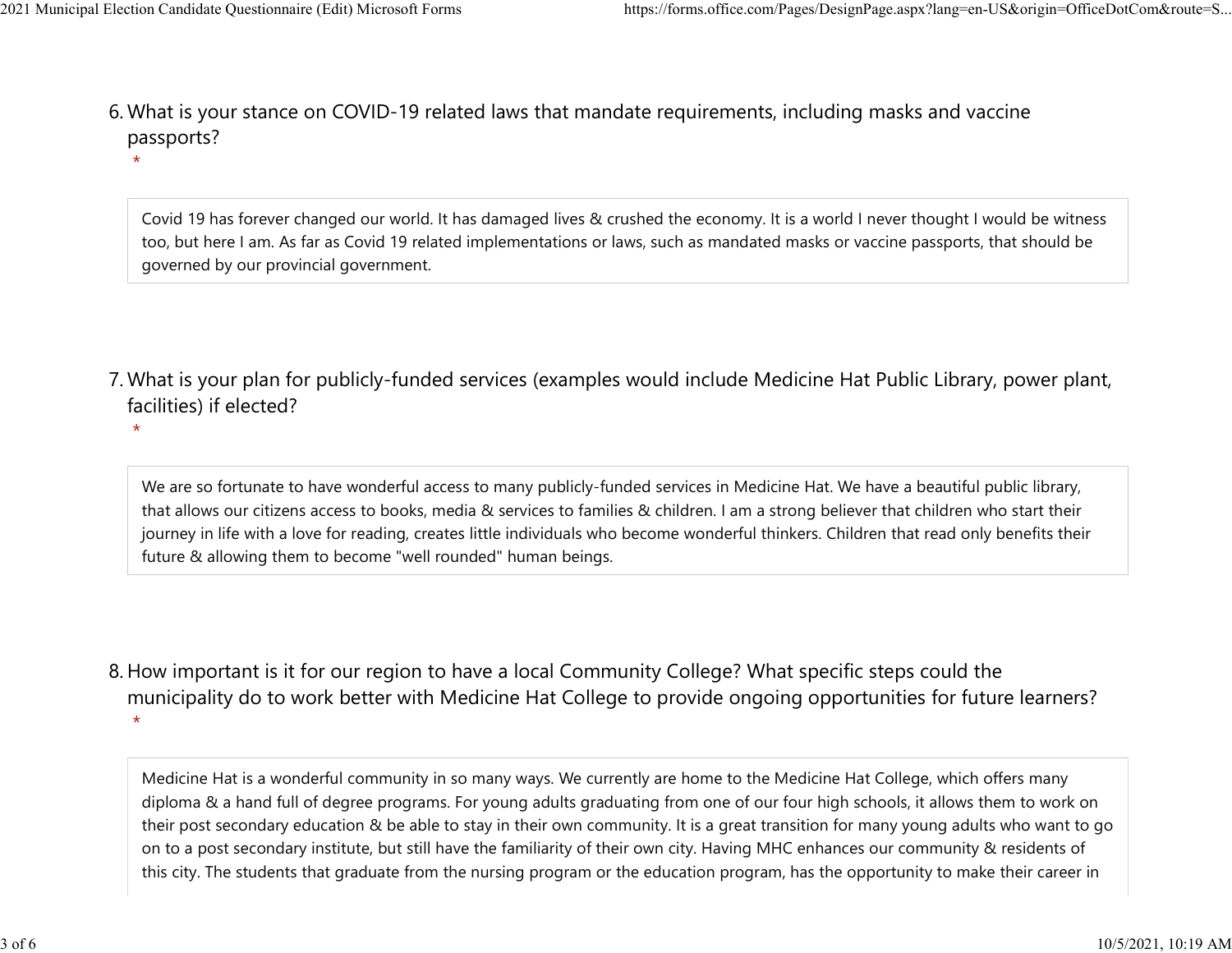6. What is your stance on COVID-19 related laws that mandate requirements, including masks and vaccine passports?
   *

> Covid 19 has forever changed our world. It has damaged lives & crushed the economy. It is a world I never thought I would be witness too, but here I am. As far as Covid 19 related implementations or laws, such as mandated masks or vaccine passports, that should be governed by our provincial government.

7. What is your plan for publicly-funded services (examples would include Medicine Hat Public Library, power plant, facilities) if elected?
   *

> We are so fortunate to have wonderful access to many publicly-funded services in Medicine Hat. We have a beautiful public library, that allows our citizens access to books, media & services to families & children. I am a strong believer that children who start their journey in life with a love for reading, creates little individuals who become wonderful thinkers. Children that read only benefits their future & allowing them to become "well rounded" human beings.

8. How important is it for our region to have a local Community College? What specific steps could the municipality do to work better with Medicine Hat College to provide ongoing opportunities for future learners?
   *

> Medicine Hat is a wonderful community in so many ways. We currently are home to the Medicine Hat College, which offers many diploma & a hand full of degree programs. For young adults graduating from one of our four high schools, it allows them to work on their post secondary education & be able to stay in their own community. It is a great transition for many young adults who want to go on to a post secondary institute, but still have the familiarity of their own city. Having MHC enhances our community & residents of this city. The students that graduate from the nursing program or the education program, has the opportunity to make their career in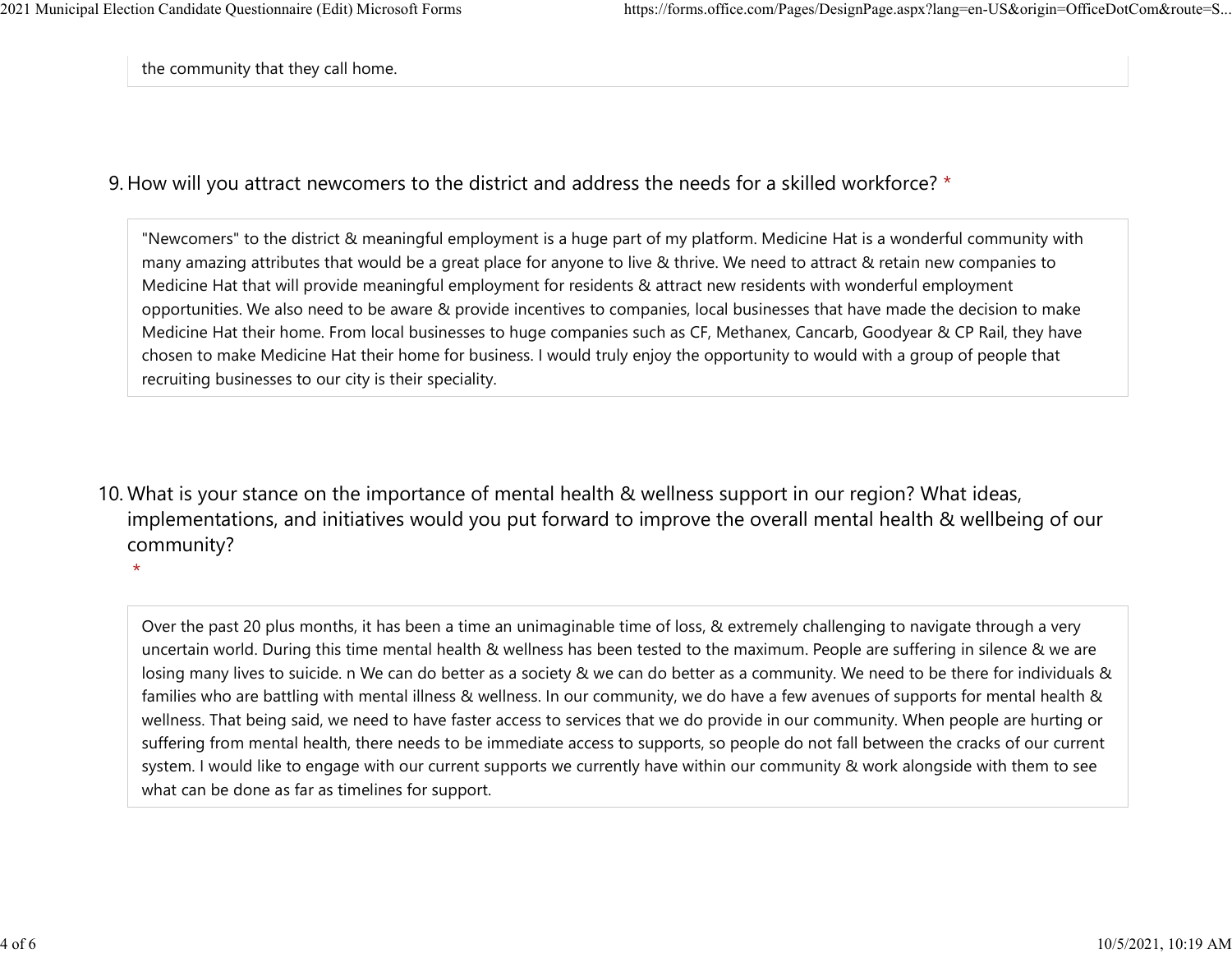the community that they call home.

9. How will you attract newcomers to the district and address the needs for a skilled workforce? *

"Newcomers" to the district & meaningful employment is a huge part of my platform. Medicine Hat is a wonderful community with many amazing attributes that would be a great place for anyone to live & thrive. We need to attract & retain new companies to Medicine Hat that will provide meaningful employment for residents & attract new residents with wonderful employment opportunities. We also need to be aware & provide incentives to companies, local businesses that have made the decision to make Medicine Hat their home. From local businesses to huge companies such as CF, Methanex, Cancarb, Goodyear & CP Rail, they have chosen to make Medicine Hat their home for business. I would truly enjoy the opportunity to would with a group of people that recruiting businesses to our city is their speciality.

10. What is your stance on the importance of mental health & wellness support in our region? What ideas, implementations, and initiatives would you put forward to improve the overall mental health & wellbeing of our community? *

Over the past 20 plus months, it has been a time an unimaginable time of loss, & extremely challenging to navigate through a very uncertain world. During this time mental health & wellness has been tested to the maximum. People are suffering in silence & we are losing many lives to suicide. n We can do better as a society & we can do better as a community. We need to be there for individuals & families who are battling with mental illness & wellness. In our community, we do have a few avenues of supports for mental health & wellness. That being said, we need to have faster access to services that we do provide in our community. When people are hurting or suffering from mental health, there needs to be immediate access to supports, so people do not fall between the cracks of our current system. I would like to engage with our current supports we currently have within our community & work alongside with them to see what can be done as far as timelines for support.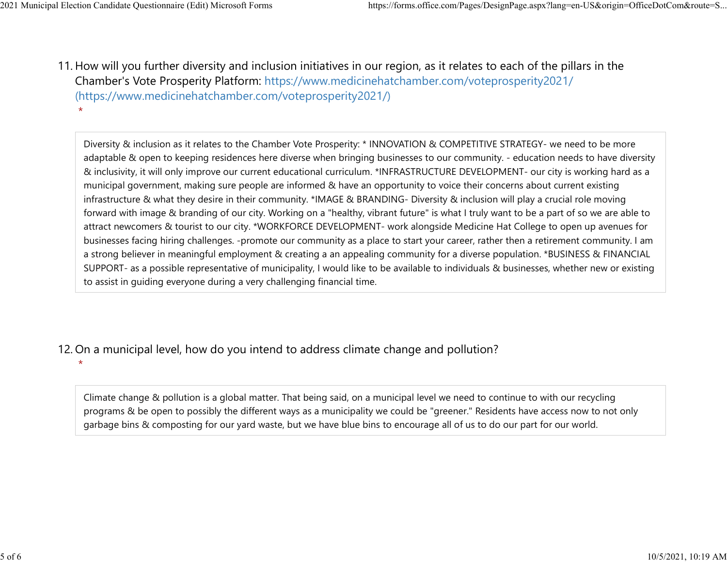11. How will you further diversity and inclusion initiatives in our region, as it relates to each of the pillars in the Chamber's Vote Prosperity Platform: https://www.medicinehatchamber.com/voteprosperity2021/ (https://www.medicinehatchamber.com/voteprosperity2021/)
 *

> Diversity & inclusion as it relates to the Chamber Vote Prosperity: * INNOVATION & COMPETITIVE STRATEGY- we need to be more adaptable & open to keeping residences here diverse when bringing businesses to our community. - education needs to have diversity & inclusivity, it will only improve our current educational curriculum. *INFRASTRUCTURE DEVELOPMENT- our city is working hard as a municipal government, making sure people are informed & have an opportunity to voice their concerns about current existing infrastructure & what they desire in their community. *IMAGE & BRANDING- Diversity & inclusion will play a crucial role moving forward with image & branding of our city. Working on a "healthy, vibrant future" is what I truly want to be a part of so we are able to attract newcomers & tourist to our city. *WORKFORCE DEVELOPMENT- work alongside Medicine Hat College to open up avenues for businesses facing hiring challenges. -promote our community as a place to start your career, rather then a retirement community. I am a strong believer in meaningful employment & creating a an appealing community for a diverse population. *BUSINESS & FINANCIAL SUPPORT- as a possible representative of municipality, I would like to be available to individuals & businesses, whether new or existing to assist in guiding everyone during a very challenging financial time.

12. On a municipal level, how do you intend to address climate change and pollution?
 *

> Climate change & pollution is a global matter. That being said, on a municipal level we need to continue to with our recycling programs & be open to possibly the different ways as a municipality we could be "greener." Residents have access now to not only garbage bins & composting for our yard waste, but we have blue bins to encourage all of us to do our part for our world.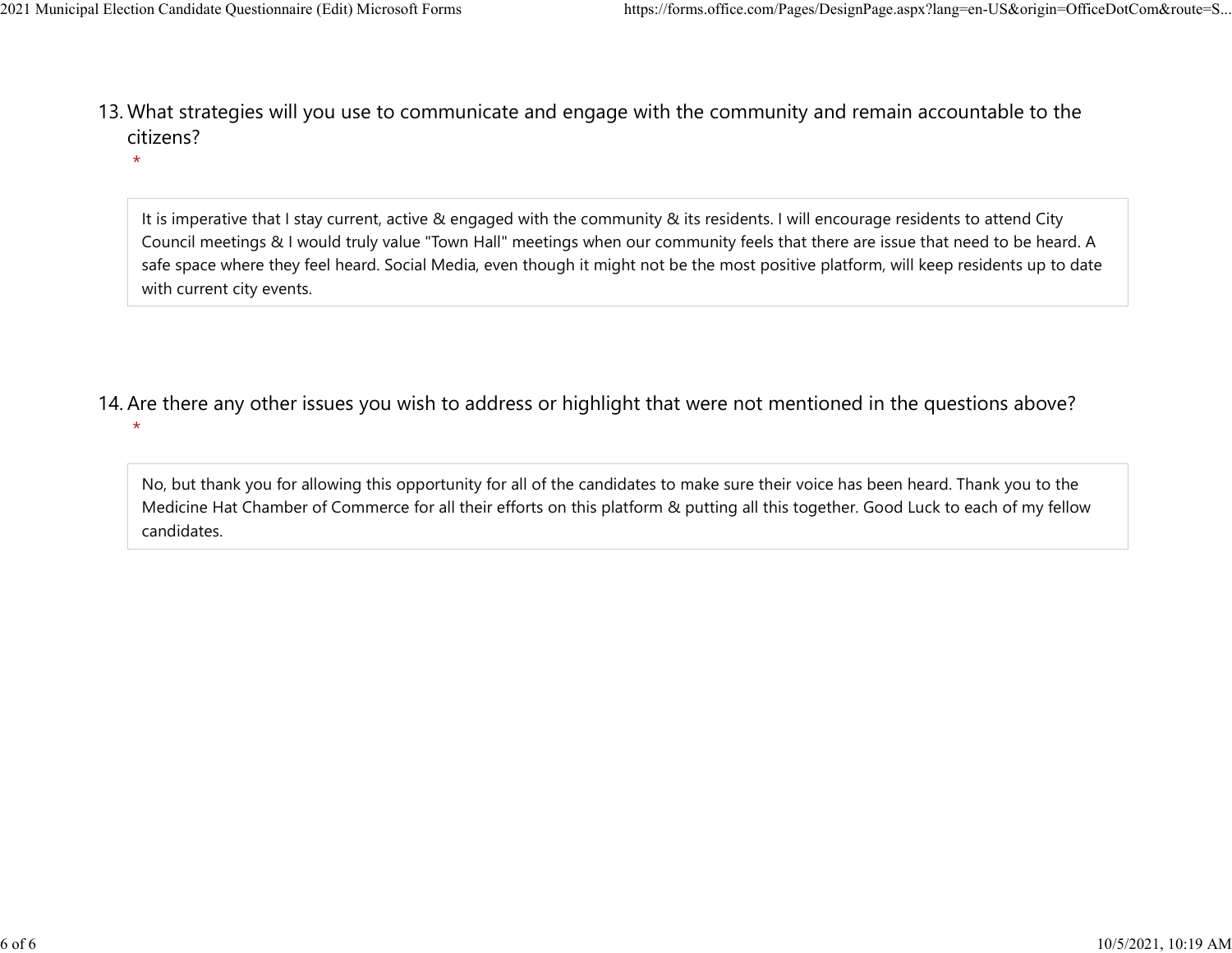13. What strategies will you use to communicate and engage with the community and remain accountable to the citizens?

*

It is imperative that I stay current, active & engaged with the community & its residents. I will encourage residents to attend City Council meetings & I would truly value "Town Hall" meetings when our community feels that there are issue that need to be heard. A safe space where they feel heard. Social Media, even though it might not be the most positive platform, will keep residents up to date with current city events.

14. Are there any other issues you wish to address or highlight that were not mentioned in the questions above?

*

No, but thank you for allowing this opportunity for all of the candidates to make sure their voice has been heard. Thank you to the Medicine Hat Chamber of Commerce for all their efforts on this platform & putting all this together. Good Luck to each of my fellow candidates.